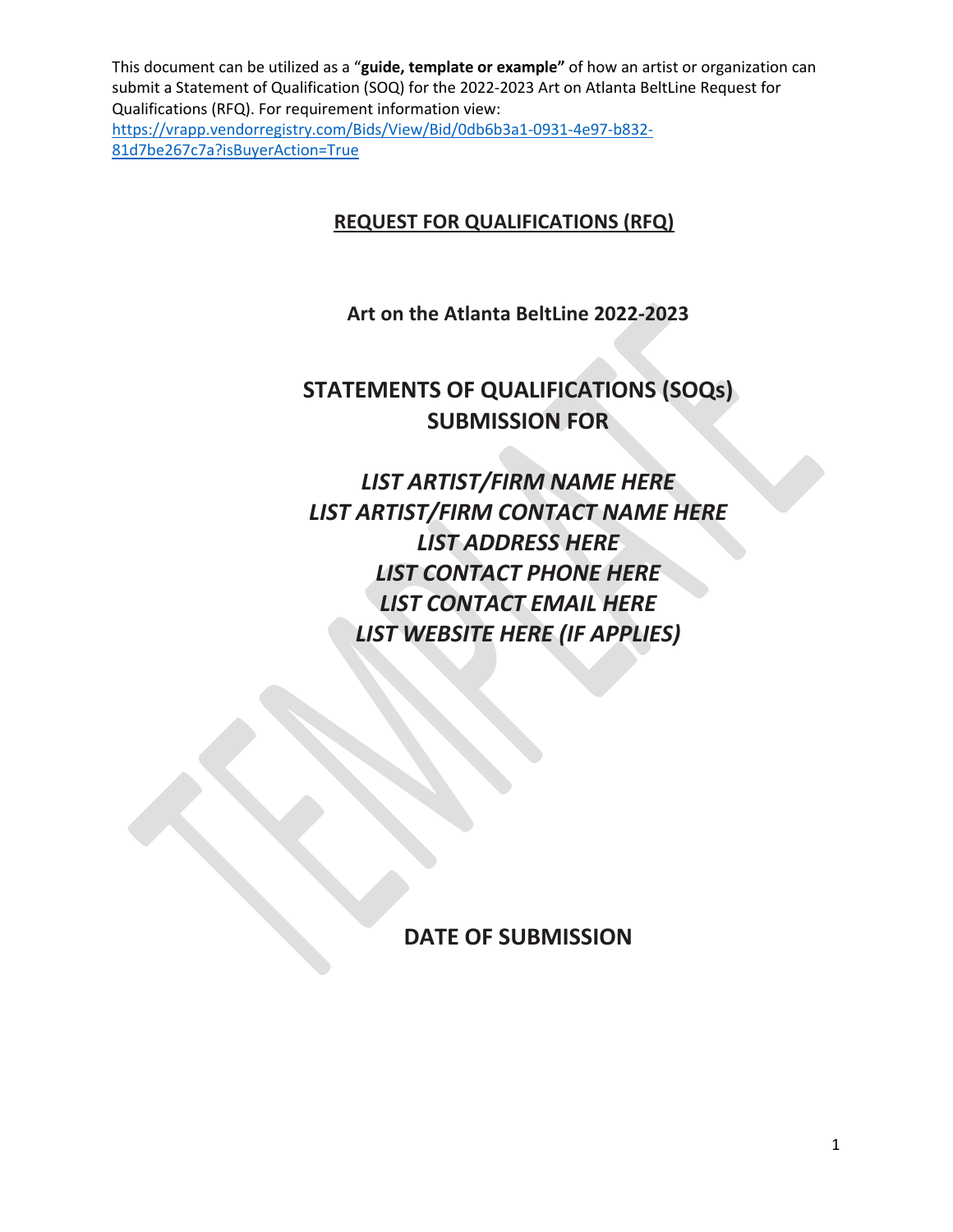This document can be utilized as a "**guide, template or example"** of how an artist or organization can submit a Statement of Qualification (SOQ) for the 2022-2023 Art on Atlanta BeltLine Request for Qualifications (RFQ). For requirement information view: https://vrapp.vendorregistry.com/Bids/View/Bid/0db6b3a1-0931-4e97-b832-81d7be267c7a?isBuyerAction=True

# REQUEST FOR QUALIFICATIONS (RFQ)

**Art on the Atlanta BeltLine 2022-2023**

## STATEMENTS OF QUALIFICATIONS (SOQs) SUBMISSION FOR

***LIST ARTIST/FIRM NAME HERE***
***LIST ARTIST/FIRM CONTACT NAME HERE***
***LIST ADDRESS HERE***
***LIST CONTACT PHONE HERE***
***LIST CONTACT EMAIL HERE***
***LIST WEBSITE HERE (IF APPLIES)***

**DATE OF SUBMISSION**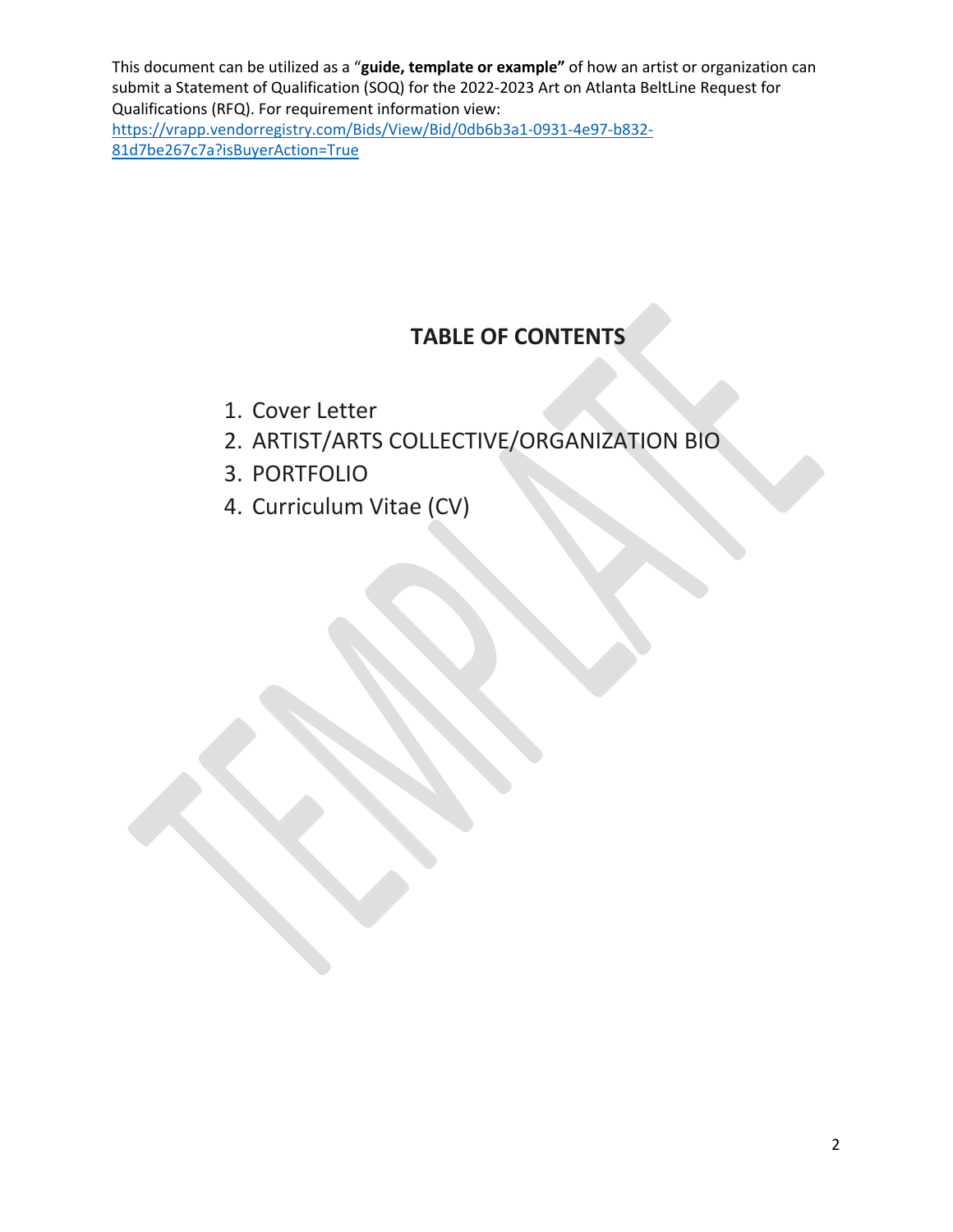This document can be utilized as a "**guide, template or example"** of how an artist or organization can submit a Statement of Qualification (SOQ) for the 2022-2023 Art on Atlanta BeltLine Request for Qualifications (RFQ). For requirement information view: https://vrapp.vendorregistry.com/Bids/View/Bid/0db6b3a1-0931-4e97-b832-81d7be267c7a?isBuyerAction=True

## TABLE OF CONTENTS

1. Cover Letter
2. ARTIST/ARTS COLLECTIVE/ORGANIZATION BIO
3. PORTFOLIO
4. Curriculum Vitae (CV)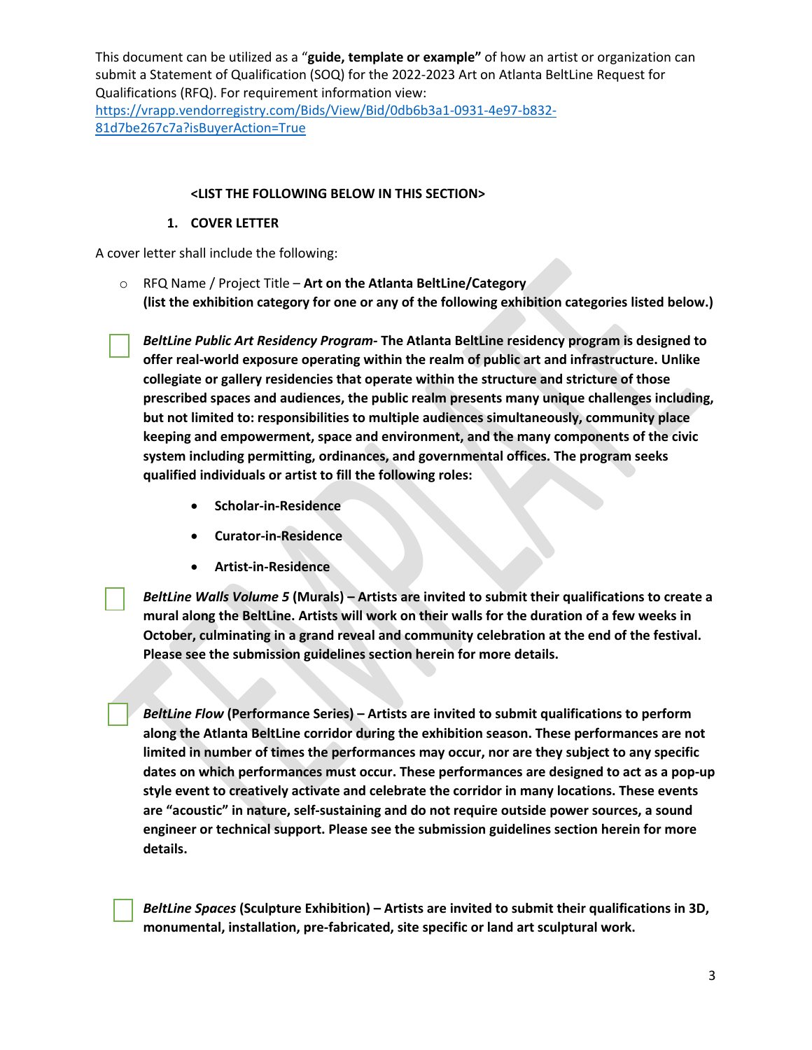This document can be utilized as a "**guide, template or example"** of how an artist or organization can submit a Statement of Qualification (SOQ) for the 2022-2023 Art on Atlanta BeltLine Request for Qualifications (RFQ). For requirement information view: https://vrapp.vendorregistry.com/Bids/View/Bid/0db6b3a1-0931-4e97-b832-81d7be267c7a?isBuyerAction=True

**<LIST THE FOLLOWING BELOW IN THIS SECTION>**

1. **COVER LETTER**

A cover letter shall include the following:

- RFQ Name / Project Title – **Art on the Atlanta BeltLine/Category**
  **(list the exhibition category for one or any of the following exhibition categories listed below.)**

☐ ***BeltLine Public Art Residency Program*- The Atlanta BeltLine residency program is designed to offer real-world exposure operating within the realm of public art and infrastructure. Unlike collegiate or gallery residencies that operate within the structure and stricture of those prescribed spaces and audiences, the public realm presents many unique challenges including, but not limited to: responsibilities to multiple audiences simultaneously, community place keeping and empowerment, space and environment, and the many components of the civic system including permitting, ordinances, and governmental offices. The program seeks qualified individuals or artist to fill the following roles:**

- **Scholar-in-Residence**
- **Curator-in-Residence**
- **Artist-in-Residence**

☐ ***BeltLine Walls Volume 5* (Murals) – Artists are invited to submit their qualifications to create a mural along the BeltLine. Artists will work on their walls for the duration of a few weeks in October, culminating in a grand reveal and community celebration at the end of the festival. Please see the submission guidelines section herein for more details.**

☐ ***BeltLine Flow* (Performance Series) – Artists are invited to submit qualifications to perform along the Atlanta BeltLine corridor during the exhibition season. These performances are not limited in number of times the performances may occur, nor are they subject to any specific dates on which performances must occur. These performances are designed to act as a pop-up style event to creatively activate and celebrate the corridor in many locations. These events are "acoustic" in nature, self-sustaining and do not require outside power sources, a sound engineer or technical support. Please see the submission guidelines section herein for more details.**

☐ ***BeltLine Spaces* (Sculpture Exhibition) – Artists are invited to submit their qualifications in 3D, monumental, installation, pre-fabricated, site specific or land art sculptural work.**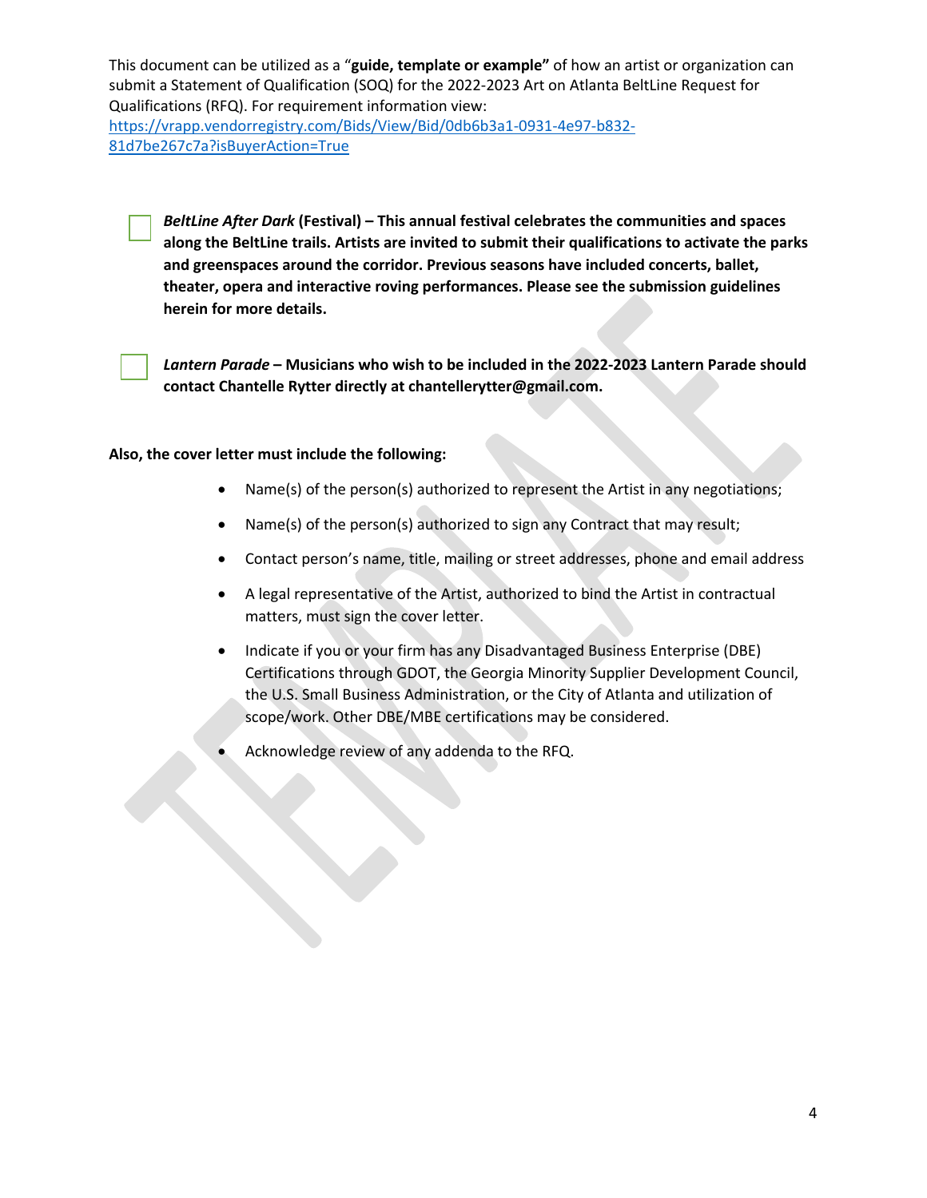This document can be utilized as a "**guide, template or example"** of how an artist or organization can submit a Statement of Qualification (SOQ) for the 2022-2023 Art on Atlanta BeltLine Request for Qualifications (RFQ). For requirement information view: [https://vrapp.vendorregistry.com/Bids/View/Bid/0db6b3a1-0931-4e97-b832-81d7be267c7a?isBuyerAction=True](https://vrapp.vendorregistry.com/Bids/View/Bid/0db6b3a1-0931-4e97-b832-81d7be267c7a?isBuyerAction=True)

- [ ] ***BeltLine After Dark* (Festival) – This annual festival celebrates the communities and spaces along the BeltLine trails. Artists are invited to submit their qualifications to activate the parks and greenspaces around the corridor. Previous seasons have included concerts, ballet, theater, opera and interactive roving performances. Please see the submission guidelines herein for more details.**

- [ ] ***Lantern Parade* – Musicians who wish to be included in the 2022-2023 Lantern Parade should contact Chantelle Rytter directly at chantellerytter@gmail.com.**

**Also, the cover letter must include the following:**

- Name(s) of the person(s) authorized to represent the Artist in any negotiations;
- Name(s) of the person(s) authorized to sign any Contract that may result;
- Contact person's name, title, mailing or street addresses, phone and email address
- A legal representative of the Artist, authorized to bind the Artist in contractual matters, must sign the cover letter.
- Indicate if you or your firm has any Disadvantaged Business Enterprise (DBE) Certifications through GDOT, the Georgia Minority Supplier Development Council, the U.S. Small Business Administration, or the City of Atlanta and utilization of scope/work. Other DBE/MBE certifications may be considered.
- Acknowledge review of any addenda to the RFQ.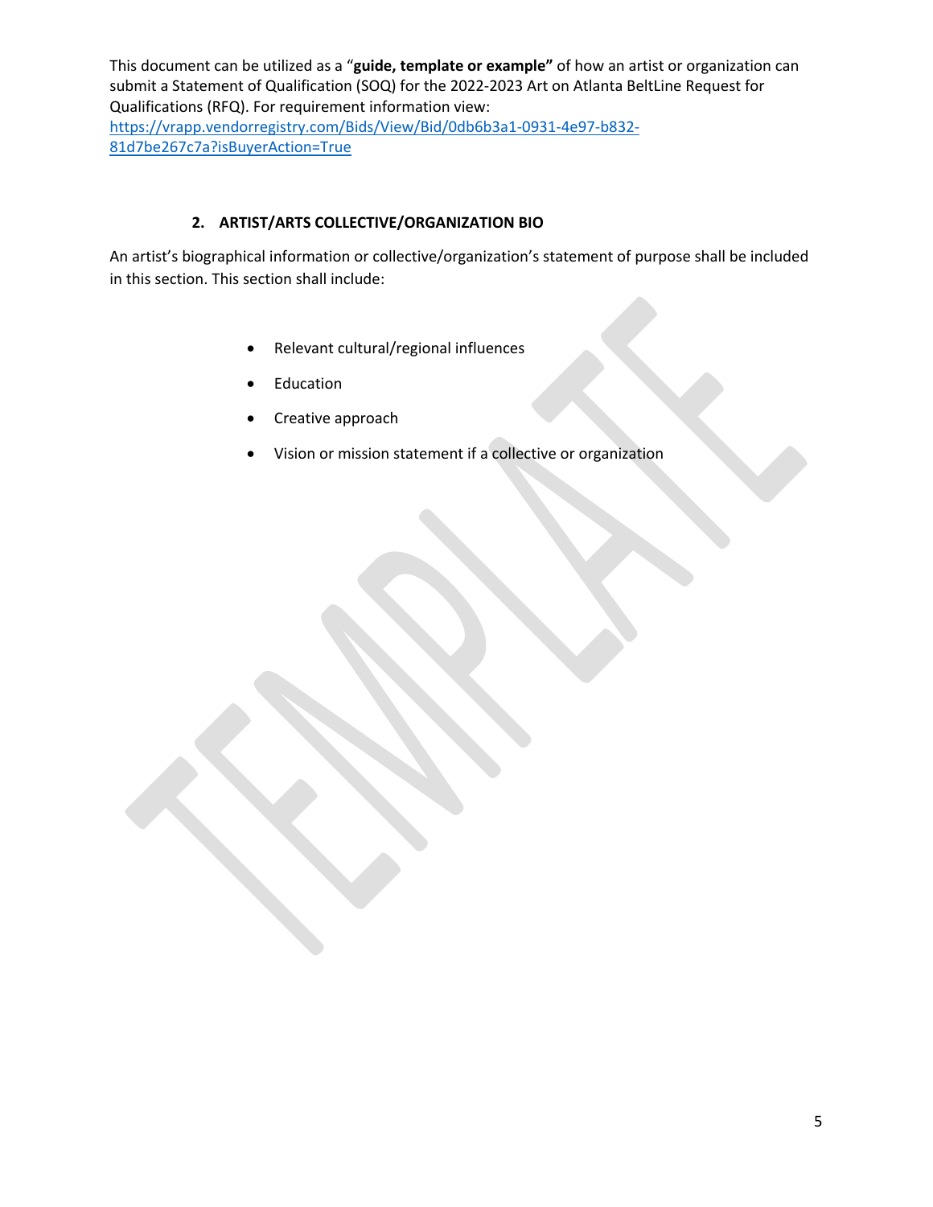This document can be utilized as a "**guide, template or example"** of how an artist or organization can submit a Statement of Qualification (SOQ) for the 2022-2023 Art on Atlanta BeltLine Request for Qualifications (RFQ). For requirement information view: [https://vrapp.vendorregistry.com/Bids/View/Bid/0db6b3a1-0931-4e97-b832-81d7be267c7a?isBuyerAction=True](https://vrapp.vendorregistry.com/Bids/View/Bid/0db6b3a1-0931-4e97-b832-81d7be267c7a?isBuyerAction=True)

## 2. ARTIST/ARTS COLLECTIVE/ORGANIZATION BIO

An artist's biographical information or collective/organization's statement of purpose shall be included in this section. This section shall include:

- Relevant cultural/regional influences
- Education
- Creative approach
- Vision or mission statement if a collective or organization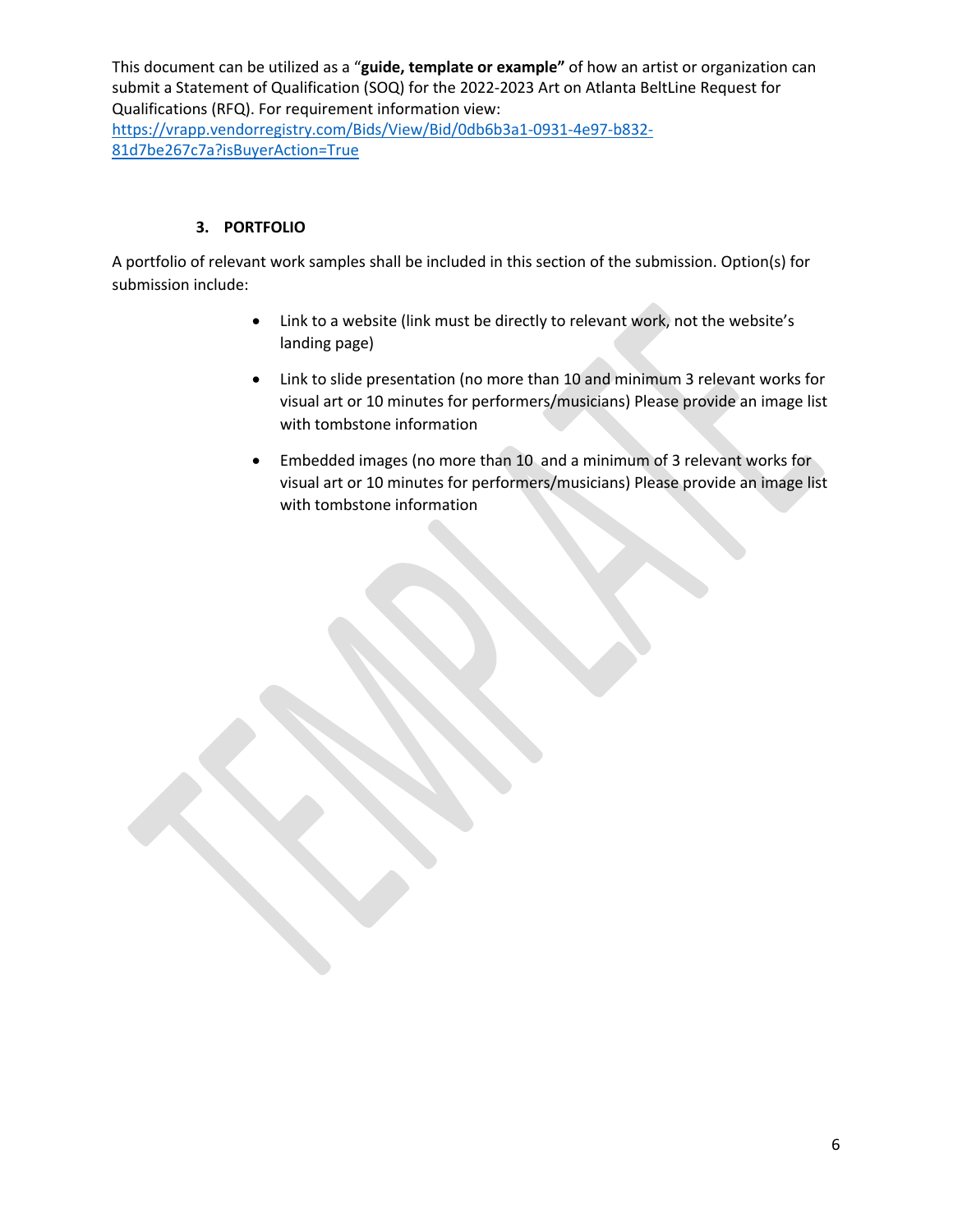This document can be utilized as a "**guide, template or example"** of how an artist or organization can submit a Statement of Qualification (SOQ) for the 2022-2023 Art on Atlanta BeltLine Request for Qualifications (RFQ). For requirement information view: https://vrapp.vendorregistry.com/Bids/View/Bid/0db6b3a1-0931-4e97-b832-81d7be267c7a?isBuyerAction=True

### 3. PORTFOLIO

A portfolio of relevant work samples shall be included in this section of the submission. Option(s) for submission include:

- Link to a website (link must be directly to relevant work, not the website's landing page)
- Link to slide presentation (no more than 10 and minimum 3 relevant works for visual art or 10 minutes for performers/musicians) Please provide an image list with tombstone information
- Embedded images (no more than 10 and a minimum of 3 relevant works for visual art or 10 minutes for performers/musicians) Please provide an image list with tombstone information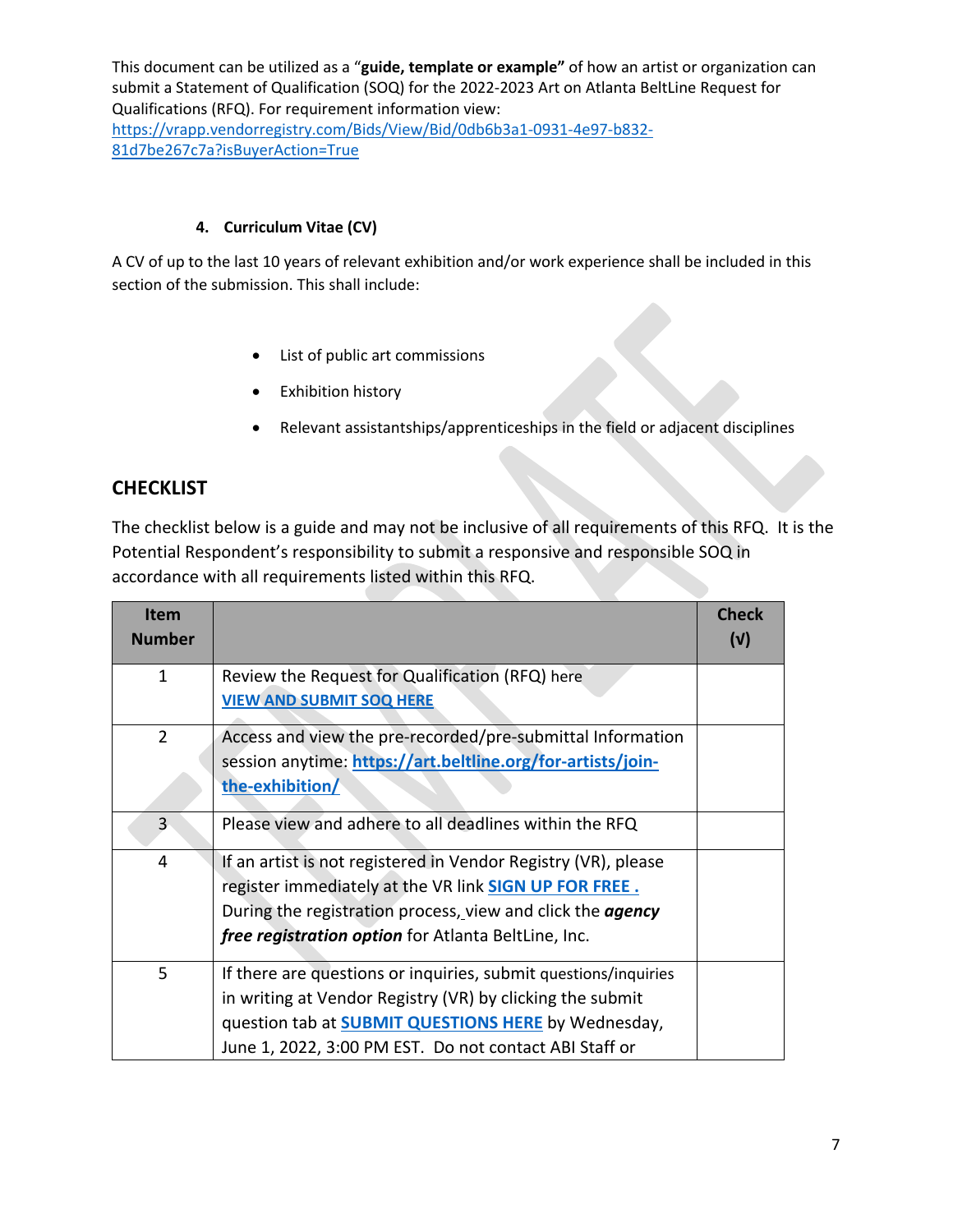This document can be utilized as a "**guide, template or example"** of how an artist or organization can submit a Statement of Qualification (SOQ) for the 2022-2023 Art on Atlanta BeltLine Request for Qualifications (RFQ). For requirement information view: [https://vrapp.vendorregistry.com/Bids/View/Bid/0db6b3a1-0931-4e97-b832-81d7be267c7a?isBuyerAction=True](https://vrapp.vendorregistry.com/Bids/View/Bid/0db6b3a1-0931-4e97-b832-81d7be267c7a?isBuyerAction=True)

**4. Curriculum Vitae (CV)**

A CV of up to the last 10 years of relevant exhibition and/or work experience shall be included in this section of the submission. This shall include:

- List of public art commissions
- Exhibition history
- Relevant assistantships/apprenticeships in the field or adjacent disciplines

## CHECKLIST

The checklist below is a guide and may not be inclusive of all requirements of this RFQ. It is the Potential Respondent's responsibility to submit a responsive and responsible SOQ in accordance with all requirements listed within this RFQ.

| Item Number | | Check (√) |
|---|---|---|
| 1 | Review the Request for Qualification (RFQ) here **VIEW AND SUBMIT SOQ HERE** | |
| 2 | Access and view the pre-recorded/pre-submittal Information session anytime: **https://art.beltline.org/for-artists/join-the-exhibition/** | |
| 3 | Please view and adhere to all deadlines within the RFQ | |
| 4 | If an artist is not registered in Vendor Registry (VR), please register immediately at the VR link **SIGN UP FOR FREE .** During the registration process, view and click the ***agency free registration option*** for Atlanta BeltLine, Inc. | |
| 5 | If there are questions or inquiries, submit questions/inquiries in writing at Vendor Registry (VR) by clicking the submit question tab at **SUBMIT QUESTIONS HERE** by Wednesday, June 1, 2022, 3:00 PM EST. Do not contact ABI Staff or | |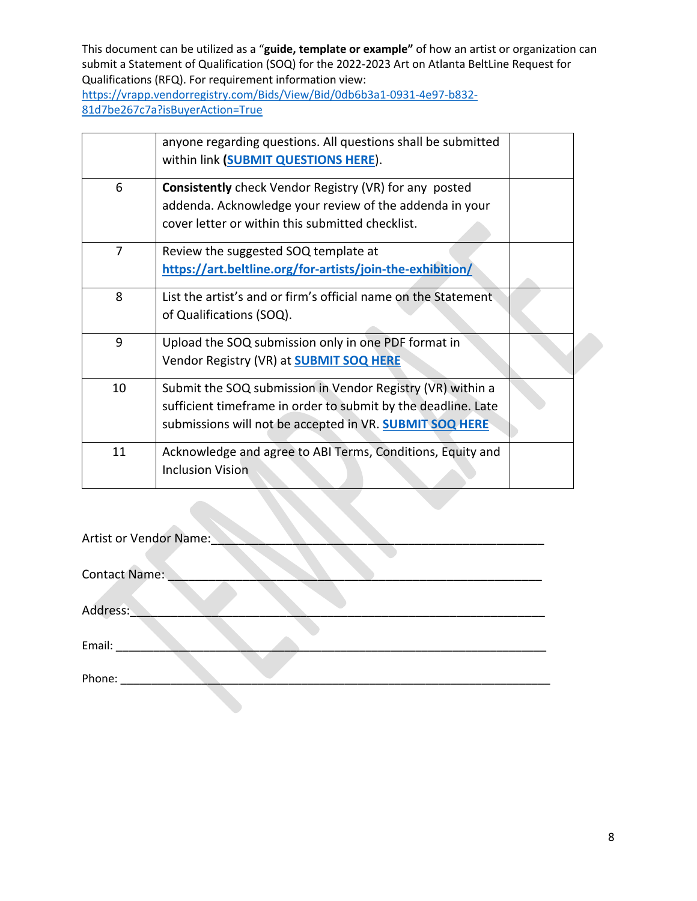This document can be utilized as a "**guide, template or example"** of how an artist or organization can submit a Statement of Qualification (SOQ) for the 2022-2023 Art on Atlanta BeltLine Request for Qualifications (RFQ). For requirement information view: https://vrapp.vendorregistry.com/Bids/View/Bid/0db6b3a1-0931-4e97-b832-81d7be267c7a?isBuyerAction=True

| | | |
|---|---|---|
| | anyone regarding questions. All questions shall be submitted within link (**SUBMIT QUESTIONS HERE**). | |
| 6 | **Consistently** check Vendor Registry (VR) for any posted addenda. Acknowledge your review of the addenda in your cover letter or within this submitted checklist. | |
| 7 | Review the suggested SOQ template at **https://art.beltline.org/for-artists/join-the-exhibition/** | |
| 8 | List the artist's and or firm's official name on the Statement of Qualifications (SOQ). | |
| 9 | Upload the SOQ submission only in one PDF format in Vendor Registry (VR) at **SUBMIT SOQ HERE** | |
| 10 | Submit the SOQ submission in Vendor Registry (VR) within a sufficient timeframe in order to submit by the deadline. Late submissions will not be accepted in VR. **SUBMIT SOQ HERE** | |
| 11 | Acknowledge and agree to ABI Terms, Conditions, Equity and Inclusion Vision | |

Artist or Vendor Name:_______________________________________________

Contact Name: _______________________________________________

Address:_______________________________________________

Email: _______________________________________________

Phone: _______________________________________________